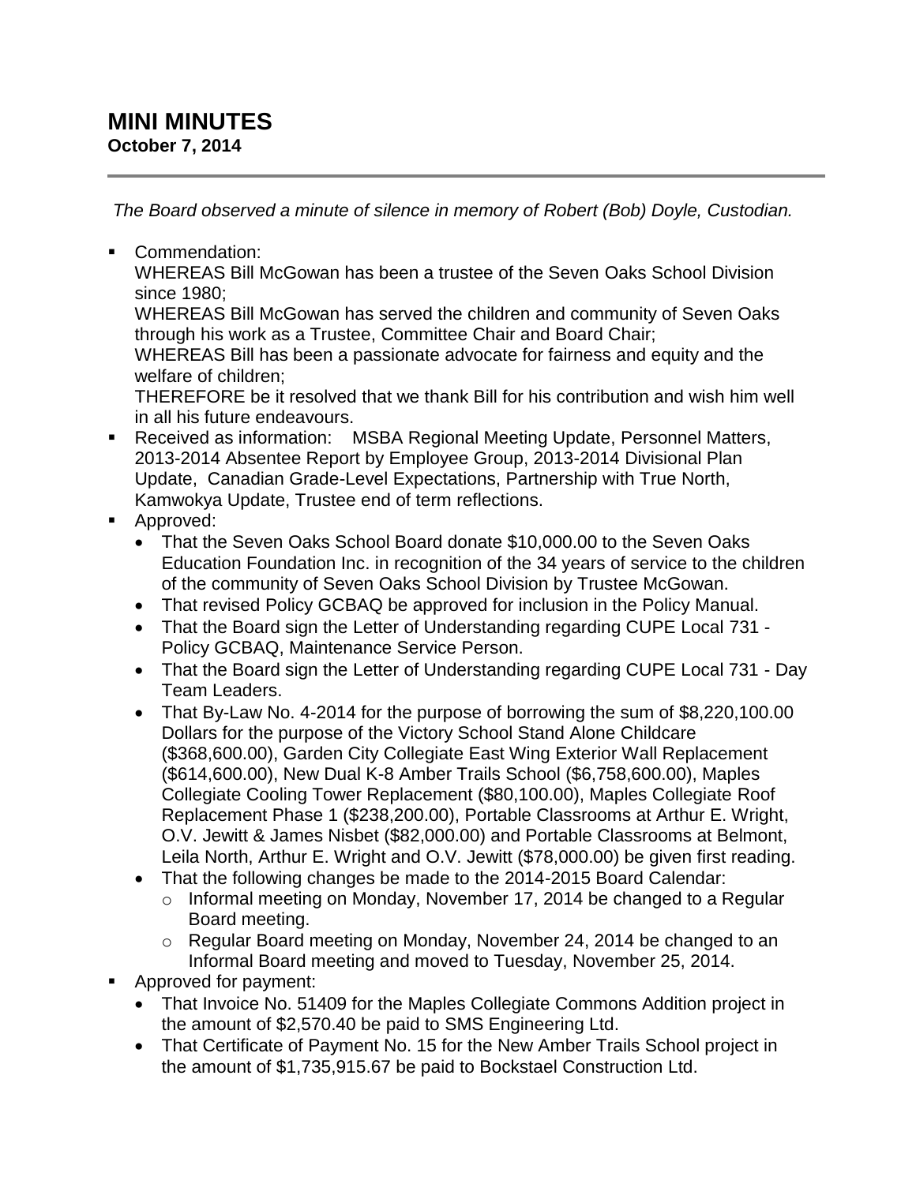# MINI MINUTES

**October 7, 2014**

---

*The Board observed a minute of silence in memory of Robert (Bob) Doyle, Custodian.*

- Commendation:
  WHEREAS Bill McGowan has been a trustee of the Seven Oaks School Division since 1980;
  WHEREAS Bill McGowan has served the children and community of Seven Oaks through his work as a Trustee, Committee Chair and Board Chair;
  WHEREAS Bill has been a passionate advocate for fairness and equity and the welfare of children;
  THEREFORE be it resolved that we thank Bill for his contribution and wish him well in all his future endeavours.
- Received as information: MSBA Regional Meeting Update, Personnel Matters, 2013-2014 Absentee Report by Employee Group, 2013-2014 Divisional Plan Update, Canadian Grade-Level Expectations, Partnership with True North, Kamwokya Update, Trustee end of term reflections.
- Approved:
  - That the Seven Oaks School Board donate $10,000.00 to the Seven Oaks Education Foundation Inc. in recognition of the 34 years of service to the children of the community of Seven Oaks School Division by Trustee McGowan.
  - That revised Policy GCBAQ be approved for inclusion in the Policy Manual.
  - That the Board sign the Letter of Understanding regarding CUPE Local 731 - Policy GCBAQ, Maintenance Service Person.
  - That the Board sign the Letter of Understanding regarding CUPE Local 731 - Day Team Leaders.
  - That By-Law No. 4-2014 for the purpose of borrowing the sum of $8,220,100.00 Dollars for the purpose of the Victory School Stand Alone Childcare ($368,600.00), Garden City Collegiate East Wing Exterior Wall Replacement ($614,600.00), New Dual K-8 Amber Trails School ($6,758,600.00), Maples Collegiate Cooling Tower Replacement ($80,100.00), Maples Collegiate Roof Replacement Phase 1 ($238,200.00), Portable Classrooms at Arthur E. Wright, O.V. Jewitt & James Nisbet ($82,000.00) and Portable Classrooms at Belmont, Leila North, Arthur E. Wright and O.V. Jewitt ($78,000.00) be given first reading.
  - That the following changes be made to the 2014-2015 Board Calendar:
    - Informal meeting on Monday, November 17, 2014 be changed to a Regular Board meeting.
    - Regular Board meeting on Monday, November 24, 2014 be changed to an Informal Board meeting and moved to Tuesday, November 25, 2014.
- Approved for payment:
  - That Invoice No. 51409 for the Maples Collegiate Commons Addition project in the amount of $2,570.40 be paid to SMS Engineering Ltd.
  - That Certificate of Payment No. 15 for the New Amber Trails School project in the amount of $1,735,915.67 be paid to Bockstael Construction Ltd.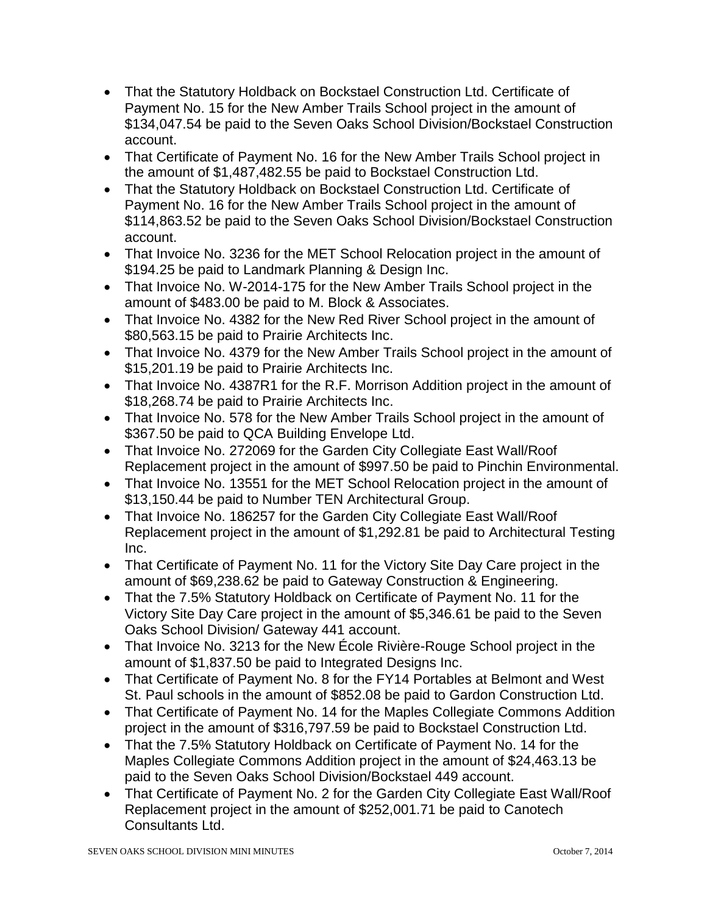- That the Statutory Holdback on Bockstael Construction Ltd. Certificate of Payment No. 15 for the New Amber Trails School project in the amount of $134,047.54 be paid to the Seven Oaks School Division/Bockstael Construction account.
- That Certificate of Payment No. 16 for the New Amber Trails School project in the amount of $1,487,482.55 be paid to Bockstael Construction Ltd.
- That the Statutory Holdback on Bockstael Construction Ltd. Certificate of Payment No. 16 for the New Amber Trails School project in the amount of $114,863.52 be paid to the Seven Oaks School Division/Bockstael Construction account.
- That Invoice No. 3236 for the MET School Relocation project in the amount of $194.25 be paid to Landmark Planning & Design Inc.
- That Invoice No. W-2014-175 for the New Amber Trails School project in the amount of $483.00 be paid to M. Block & Associates.
- That Invoice No. 4382 for the New Red River School project in the amount of $80,563.15 be paid to Prairie Architects Inc.
- That Invoice No. 4379 for the New Amber Trails School project in the amount of $15,201.19 be paid to Prairie Architects Inc.
- That Invoice No. 4387R1 for the R.F. Morrison Addition project in the amount of $18,268.74 be paid to Prairie Architects Inc.
- That Invoice No. 578 for the New Amber Trails School project in the amount of $367.50 be paid to QCA Building Envelope Ltd.
- That Invoice No. 272069 for the Garden City Collegiate East Wall/Roof Replacement project in the amount of $997.50 be paid to Pinchin Environmental.
- That Invoice No. 13551 for the MET School Relocation project in the amount of $13,150.44 be paid to Number TEN Architectural Group.
- That Invoice No. 186257 for the Garden City Collegiate East Wall/Roof Replacement project in the amount of $1,292.81 be paid to Architectural Testing Inc.
- That Certificate of Payment No. 11 for the Victory Site Day Care project in the amount of $69,238.62 be paid to Gateway Construction & Engineering.
- That the 7.5% Statutory Holdback on Certificate of Payment No. 11 for the Victory Site Day Care project in the amount of $5,346.61 be paid to the Seven Oaks School Division/ Gateway 441 account.
- That Invoice No. 3213 for the New École Rivière-Rouge School project in the amount of $1,837.50 be paid to Integrated Designs Inc.
- That Certificate of Payment No. 8 for the FY14 Portables at Belmont and West St. Paul schools in the amount of $852.08 be paid to Gardon Construction Ltd.
- That Certificate of Payment No. 14 for the Maples Collegiate Commons Addition project in the amount of $316,797.59 be paid to Bockstael Construction Ltd.
- That the 7.5% Statutory Holdback on Certificate of Payment No. 14 for the Maples Collegiate Commons Addition project in the amount of $24,463.13 be paid to the Seven Oaks School Division/Bockstael 449 account.
- That Certificate of Payment No. 2 for the Garden City Collegiate East Wall/Roof Replacement project in the amount of $252,001.71 be paid to Canotech Consultants Ltd.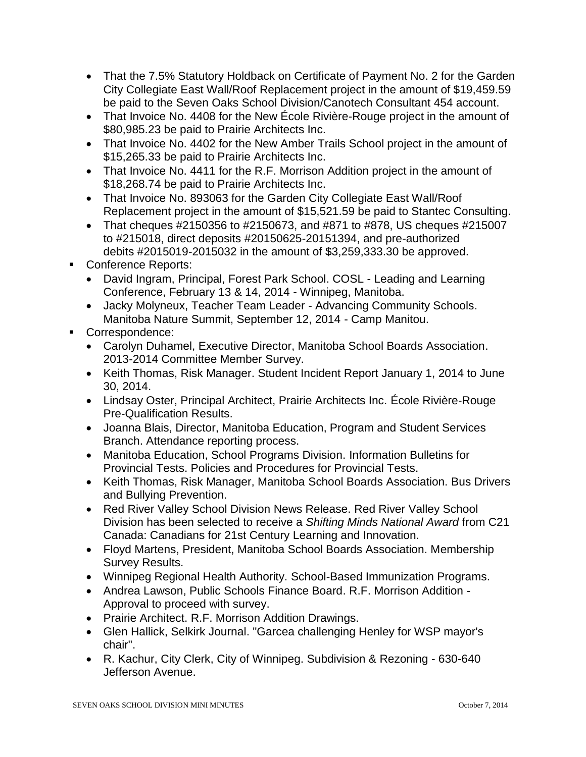- That the 7.5% Statutory Holdback on Certificate of Payment No. 2 for the Garden City Collegiate East Wall/Roof Replacement project in the amount of $19,459.59 be paid to the Seven Oaks School Division/Canotech Consultant 454 account.
- That Invoice No. 4408 for the New École Rivière-Rouge project in the amount of $80,985.23 be paid to Prairie Architects Inc.
- That Invoice No. 4402 for the New Amber Trails School project in the amount of $15,265.33 be paid to Prairie Architects Inc.
- That Invoice No. 4411 for the R.F. Morrison Addition project in the amount of $18,268.74 be paid to Prairie Architects Inc.
- That Invoice No. 893063 for the Garden City Collegiate East Wall/Roof Replacement project in the amount of $15,521.59 be paid to Stantec Consulting.
- That cheques #2150356 to #2150673, and #871 to #878, US cheques #215007 to #215018, direct deposits #20150625-20151394, and pre-authorized debits #2015019-2015032 in the amount of $3,259,333.30 be approved.

- Conference Reports:
  - David Ingram, Principal, Forest Park School. COSL - Leading and Learning Conference, February 13 & 14, 2014 - Winnipeg, Manitoba.
  - Jacky Molyneux, Teacher Team Leader - Advancing Community Schools. Manitoba Nature Summit, September 12, 2014 - Camp Manitou.
- Correspondence:
  - Carolyn Duhamel, Executive Director, Manitoba School Boards Association. 2013-2014 Committee Member Survey.
  - Keith Thomas, Risk Manager. Student Incident Report January 1, 2014 to June 30, 2014.
  - Lindsay Oster, Principal Architect, Prairie Architects Inc. École Rivière-Rouge Pre-Qualification Results.
  - Joanna Blais, Director, Manitoba Education, Program and Student Services Branch. Attendance reporting process.
  - Manitoba Education, School Programs Division. Information Bulletins for Provincial Tests. Policies and Procedures for Provincial Tests.
  - Keith Thomas, Risk Manager, Manitoba School Boards Association. Bus Drivers and Bullying Prevention.
  - Red River Valley School Division News Release. Red River Valley School Division has been selected to receive a *Shifting Minds National Award* from C21 Canada: Canadians for 21st Century Learning and Innovation.
  - Floyd Martens, President, Manitoba School Boards Association. Membership Survey Results.
  - Winnipeg Regional Health Authority. School-Based Immunization Programs.
  - Andrea Lawson, Public Schools Finance Board. R.F. Morrison Addition - Approval to proceed with survey.
  - Prairie Architect. R.F. Morrison Addition Drawings.
  - Glen Hallick, Selkirk Journal. "Garcea challenging Henley for WSP mayor's chair".
  - R. Kachur, City Clerk, City of Winnipeg. Subdivision & Rezoning - 630-640 Jefferson Avenue.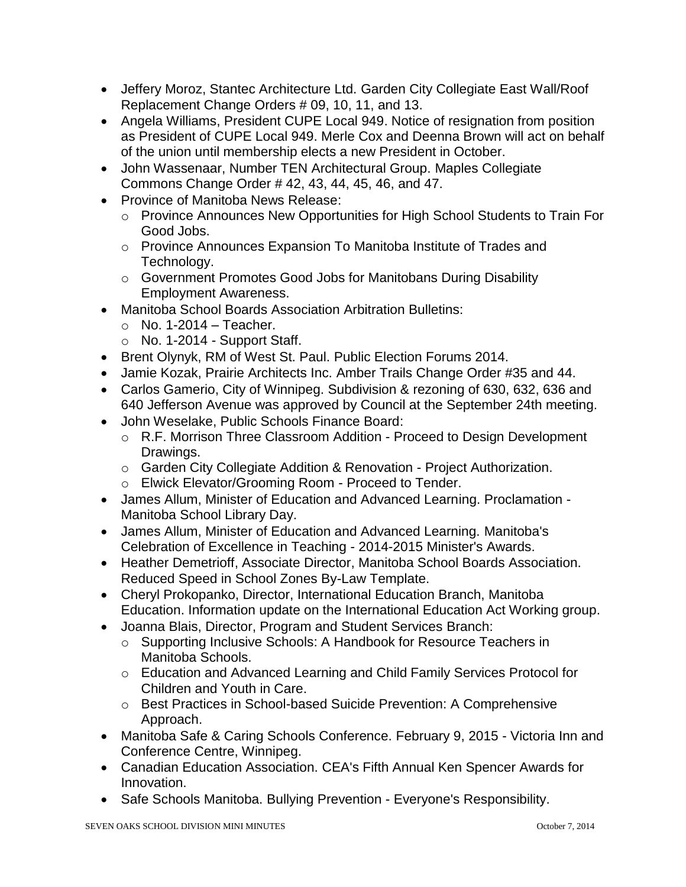- Jeffery Moroz, Stantec Architecture Ltd. Garden City Collegiate East Wall/Roof Replacement Change Orders # 09, 10, 11, and 13.
- Angela Williams, President CUPE Local 949. Notice of resignation from position as President of CUPE Local 949. Merle Cox and Deenna Brown will act on behalf of the union until membership elects a new President in October.
- John Wassenaar, Number TEN Architectural Group. Maples Collegiate Commons Change Order # 42, 43, 44, 45, 46, and 47.
- Province of Manitoba News Release:
  - Province Announces New Opportunities for High School Students to Train For Good Jobs.
  - Province Announces Expansion To Manitoba Institute of Trades and Technology.
  - Government Promotes Good Jobs for Manitobans During Disability Employment Awareness.
- Manitoba School Boards Association Arbitration Bulletins:
  - No. 1-2014 – Teacher.
  - No. 1-2014 - Support Staff.
- Brent Olynyk, RM of West St. Paul. Public Election Forums 2014.
- Jamie Kozak, Prairie Architects Inc. Amber Trails Change Order #35 and 44.
- Carlos Gamerio, City of Winnipeg. Subdivision & rezoning of 630, 632, 636 and 640 Jefferson Avenue was approved by Council at the September 24th meeting.
- John Weselake, Public Schools Finance Board:
  - R.F. Morrison Three Classroom Addition - Proceed to Design Development Drawings.
  - Garden City Collegiate Addition & Renovation - Project Authorization.
  - Elwick Elevator/Grooming Room - Proceed to Tender.
- James Allum, Minister of Education and Advanced Learning. Proclamation - Manitoba School Library Day.
- James Allum, Minister of Education and Advanced Learning. Manitoba's Celebration of Excellence in Teaching - 2014-2015 Minister's Awards.
- Heather Demetrioff, Associate Director, Manitoba School Boards Association. Reduced Speed in School Zones By-Law Template.
- Cheryl Prokopanko, Director, International Education Branch, Manitoba Education. Information update on the International Education Act Working group.
- Joanna Blais, Director, Program and Student Services Branch:
  - Supporting Inclusive Schools: A Handbook for Resource Teachers in Manitoba Schools.
  - Education and Advanced Learning and Child Family Services Protocol for Children and Youth in Care.
  - Best Practices in School-based Suicide Prevention: A Comprehensive Approach.
- Manitoba Safe & Caring Schools Conference. February 9, 2015 - Victoria Inn and Conference Centre, Winnipeg.
- Canadian Education Association. CEA's Fifth Annual Ken Spencer Awards for Innovation.
- Safe Schools Manitoba. Bullying Prevention - Everyone's Responsibility.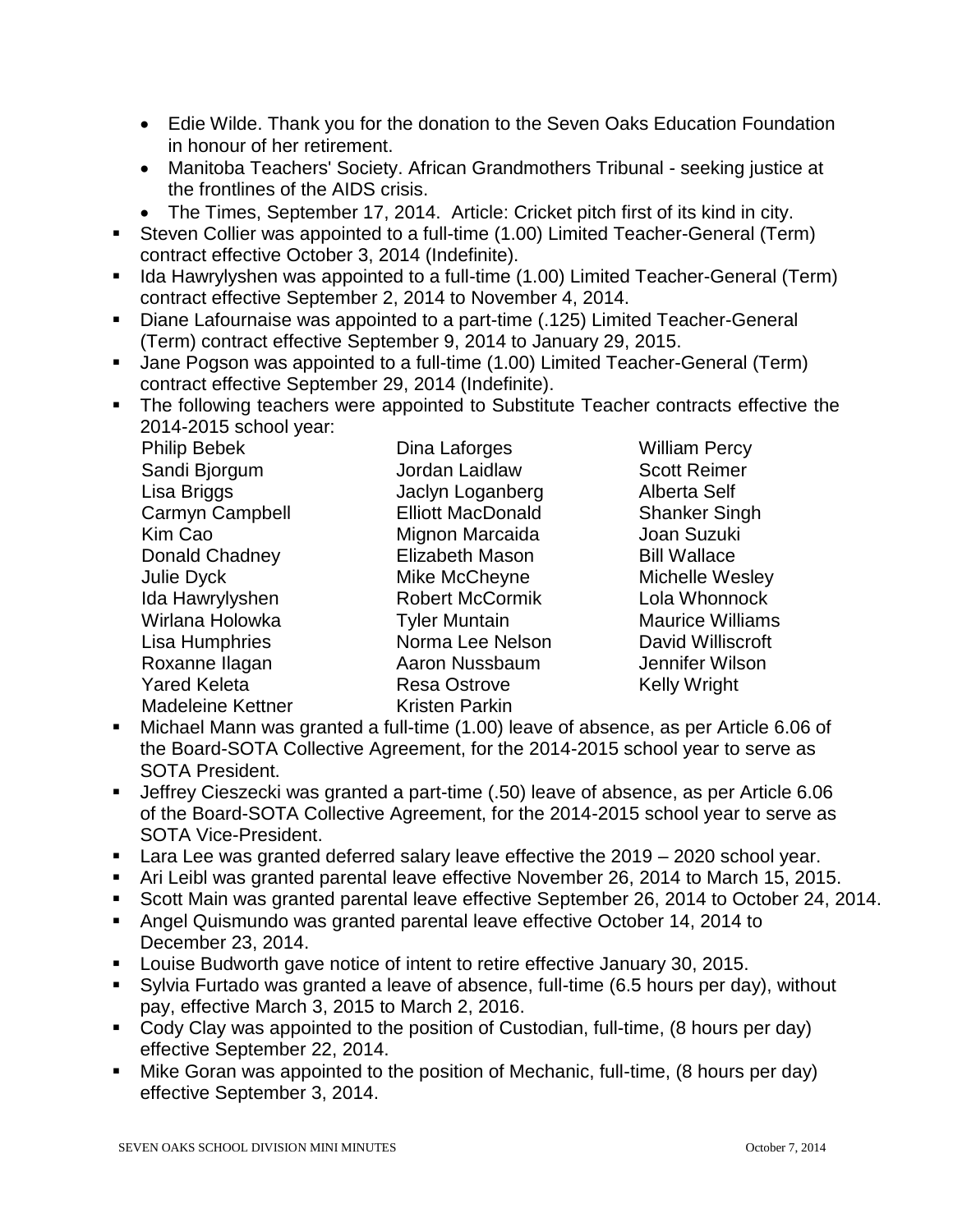- Edie Wilde. Thank you for the donation to the Seven Oaks Education Foundation in honour of her retirement.
  - Manitoba Teachers' Society. African Grandmothers Tribunal - seeking justice at the frontlines of the AIDS crisis.
  - The Times, September 17, 2014. Article: Cricket pitch first of its kind in city.
- Steven Collier was appointed to a full-time (1.00) Limited Teacher-General (Term) contract effective October 3, 2014 (Indefinite).
- Ida Hawrylyshen was appointed to a full-time (1.00) Limited Teacher-General (Term) contract effective September 2, 2014 to November 4, 2014.
- Diane Lafournaise was appointed to a part-time (.125) Limited Teacher-General (Term) contract effective September 9, 2014 to January 29, 2015.
- Jane Pogson was appointed to a full-time (1.00) Limited Teacher-General (Term) contract effective September 29, 2014 (Indefinite).
- The following teachers were appointed to Substitute Teacher contracts effective the 2014-2015 school year:

  Philip Bebek
  Sandi Bjorgum
  Lisa Briggs
  Carmyn Campbell
  Kim Cao
  Donald Chadney
  Julie Dyck
  Ida Hawrylyshen
  Wirlana Holowka
  Lisa Humphries
  Roxanne Ilagan
  Yared Keleta
  Madeleine Kettner
  Dina Laforges
  Jordan Laidlaw
  Jaclyn Loganberg
  Elliott MacDonald
  Mignon Marcaida
  Elizabeth Mason
  Mike McCheyne
  Robert McCormik
  Tyler Muntain
  Norma Lee Nelson
  Aaron Nussbaum
  Resa Ostrove
  Kristen Parkin
  William Percy
  Scott Reimer
  Alberta Self
  Shanker Singh
  Joan Suzuki
  Bill Wallace
  Michelle Wesley
  Lola Whonnock
  Maurice Williams
  David Williscroft
  Jennifer Wilson
  Kelly Wright

- Michael Mann was granted a full-time (1.00) leave of absence, as per Article 6.06 of the Board-SOTA Collective Agreement, for the 2014-2015 school year to serve as SOTA President.
- Jeffrey Cieszecki was granted a part-time (.50) leave of absence, as per Article 6.06 of the Board-SOTA Collective Agreement, for the 2014-2015 school year to serve as SOTA Vice-President.
- Lara Lee was granted deferred salary leave effective the 2019 – 2020 school year.
- Ari Leibl was granted parental leave effective November 26, 2014 to March 15, 2015.
- Scott Main was granted parental leave effective September 26, 2014 to October 24, 2014.
- Angel Quismundo was granted parental leave effective October 14, 2014 to December 23, 2014.
- Louise Budworth gave notice of intent to retire effective January 30, 2015.
- Sylvia Furtado was granted a leave of absence, full-time (6.5 hours per day), without pay, effective March 3, 2015 to March 2, 2016.
- Cody Clay was appointed to the position of Custodian, full-time, (8 hours per day) effective September 22, 2014.
- Mike Goran was appointed to the position of Mechanic, full-time, (8 hours per day) effective September 3, 2014.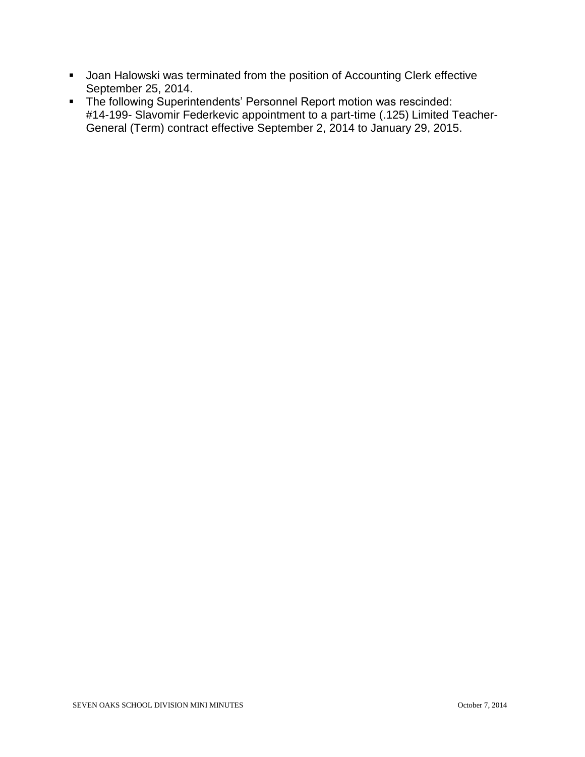- Joan Halowski was terminated from the position of Accounting Clerk effective September 25, 2014.
- The following Superintendents' Personnel Report motion was rescinded: #14-199- Slavomir Federkevic appointment to a part-time (.125) Limited Teacher-General (Term) contract effective September 2, 2014 to January 29, 2015.